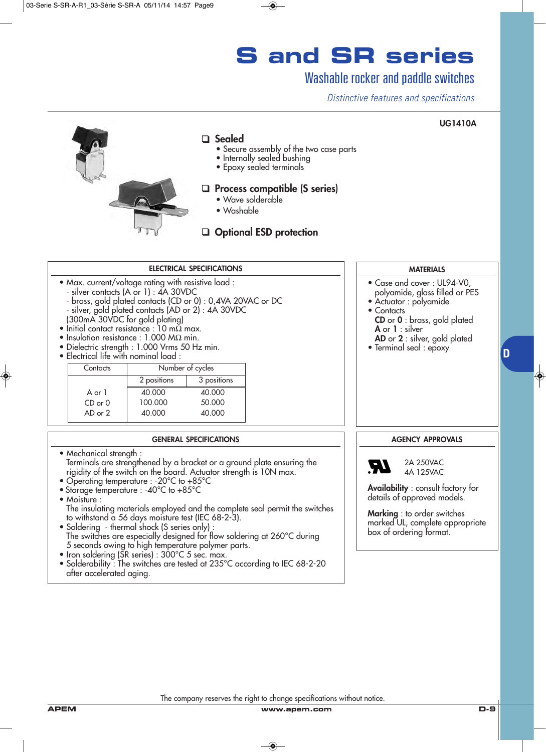# S and SR series

## Washable rocker and paddle switches

*Distinctive features and specifications*

UG1410A

### ❑ Sealed
- Secure assembly of the two case parts
- Internally sealed bushing
- Epoxy sealed terminals

### ❑ Process compatible (S series)
- Wave solderable
- Washable

### ❑ Optional ESD protection

## ELECTRICAL SPECIFICATIONS

- Max. current/voltage rating with resistive load :
  - silver contacts (A or 1) : 4A 30VDC
  - brass, gold plated contacts (CD or 0) : 0,4VA 20VAC or DC
  - silver, gold plated contacts (AD or 2) : 4A 30VDC
  (300mA 30VDC for gold plating)
- Initial contact resistance : 10 mΩ max.
- Insulation resistance : 1.000 MΩ min.
- Dielectric strength : 1.000 Vrms 50 Hz min.
- Electrical life with nominal load :

| Contacts | Number of cycles | |
|---|---|---|
| | 2 positions | 3 positions |
| A or 1 | 40.000 | 40.000 |
| CD or 0 | 100.000 | 50.000 |
| AD or 2 | 40.000 | 40.000 |

## MATERIALS

- Case and cover : UL94-V0, polyamide, glass filled or PES
- Actuator : polyamide
- Contacts
  **CD** or **0** : brass, gold plated
  **A** or **1** : silver
  **AD** or **2** : silver, gold plated
- Terminal seal : epoxy

## GENERAL SPECIFICATIONS

- Mechanical strength :
  Terminals are strengthened by a bracket or a ground plate ensuring the rigidity of the switch on the board. Actuator strength is 10N max.
- Operating temperature : -20°C to +85°C
- Storage temperature : -40°C to +85°C
- Moisture :
  The insulating materials employed and the complete seal permit the switches to withstand a 56 days moisture test (IEC 68-2-3).
- Soldering - thermal shock (S series only) :
  The switches are especially designed for flow soldering at 260°C during 5 seconds owing to high temperature polymer parts.
- Iron soldering (SR series) : 300°C 5 sec. max.
- Solderability : The switches are tested at 235°C according to IEC 68-2-20 after accelerated aging.

## AGENCY APPROVALS

UL: 2A 250VAC, 4A 125VAC

**Availability** : consult factory for details of approved models.

**Marking** : to order switches marked UL, complete appropriate box of ordering format.

The company reserves the right to change specifications without notice.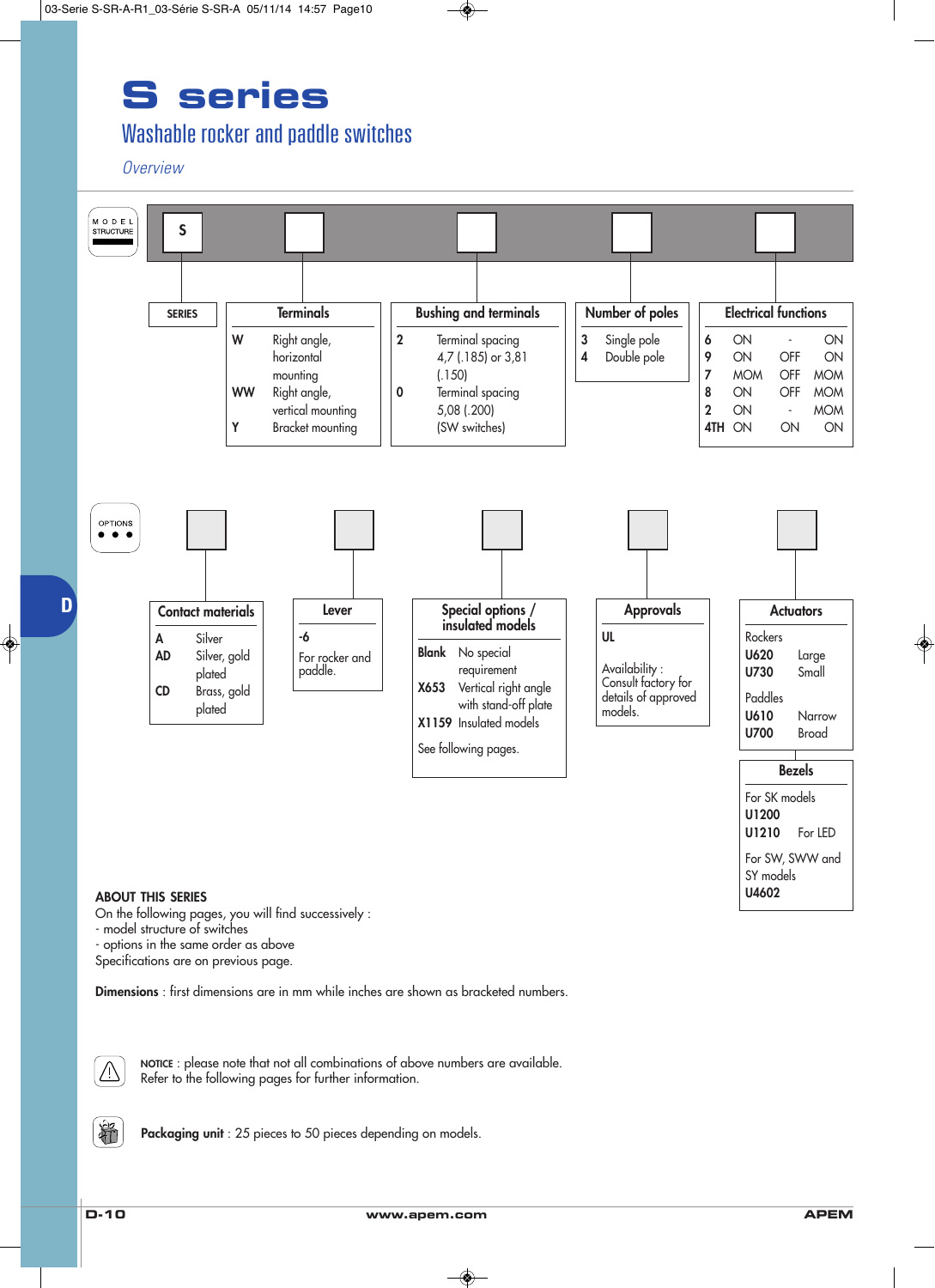# S series

## Washable rocker and paddle switches

*Overview*

**MODEL STRUCTURE**

S □ □ □ □

**SERIES**

S

**Terminals**

| | |
|---|---|
| W | Right angle, horizontal mounting |
| WW | Right angle, vertical mounting |
| Y | Bracket mounting |

**Bushing and terminals**

| | |
|---|---|
| 2 | Terminal spacing 4,7 (.185) or 3,81 (.150) |
| 0 | Terminal spacing 5,08 (.200) (SW switches) |

**Number of poles**

| | |
|---|---|
| 3 | Single pole |
| 4 | Double pole |

**Electrical functions**

| | | | |
|---|---|---|---|
| 6 | ON | - | ON |
| 9 | ON | OFF | ON |
| 7 | MOM | OFF | MOM |
| 8 | ON | OFF | MOM |
| 2 | ON | - | MOM |
| 4TH | ON | ON | ON |

**OPTIONS**

**Contact materials**

| | |
|---|---|
| A | Silver |
| AD | Silver, gold plated |
| CD | Brass, gold plated |

**Lever**

-6

For rocker and paddle.

**Special options / insulated models**

| | |
|---|---|
| Blank | No special requirement |
| X653 | Vertical right angle with stand-off plate |
| X1159 | Insulated models |

See following pages.

**Approvals**

UL

Availability : Consult factory for details of approved models.

**Actuators**

Rockers

| | |
|---|---|
| U620 | Large |
| U730 | Small |

Paddles

| | |
|---|---|
| U610 | Narrow |
| U700 | Broad |

**Bezels**

For SK models

| | |
|---|---|
| U1200 | |
| U1210 | For LED |

For SW, SWW and SY models

**U4602**

**ABOUT THIS SERIES**

On the following pages, you will find successively :
- model structure of switches
- options in the same order as above

Specifications are on previous page.

**Dimensions** : first dimensions are in mm while inches are shown as bracketed numbers.

NOTICE : please note that not all combinations of above numbers are available. Refer to the following pages for further information.

**Packaging unit** : 25 pieces to 50 pieces depending on models.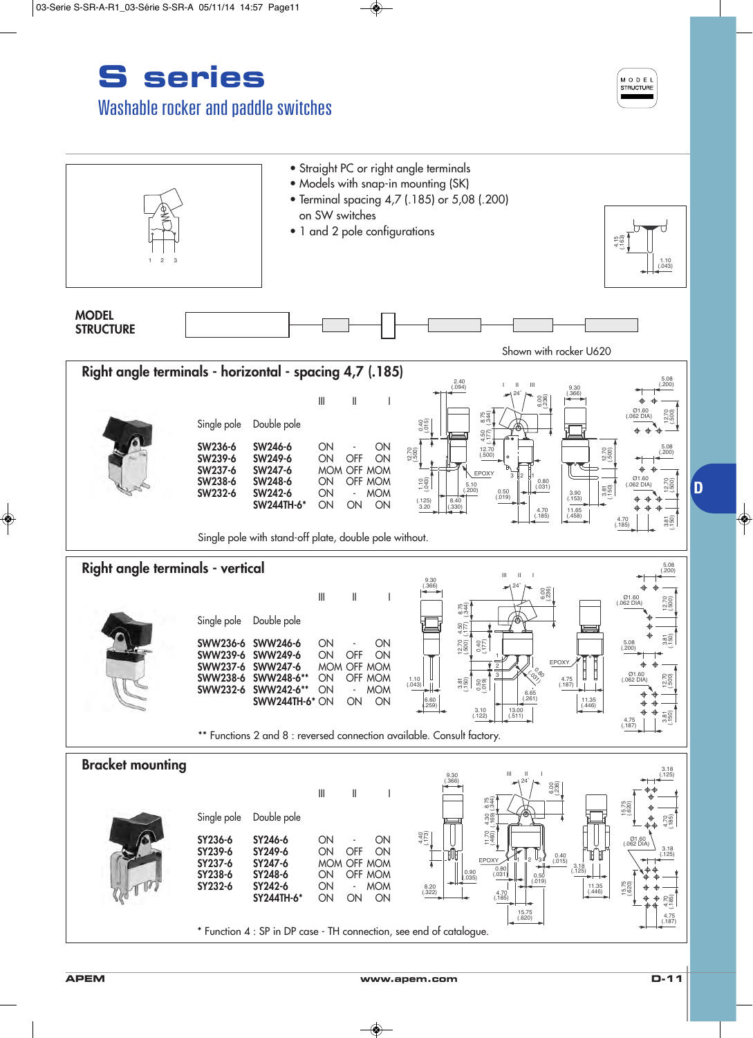# S series

## Washable rocker and paddle switches

- Straight PC or right angle terminals
- Models with snap-in mounting (SK)
- Terminal spacing 4,7 (.185) or 5,08 (.200) on SW switches
- 1 and 2 pole configurations

**MODEL STRUCTURE**

Shown with rocker U620

## Right angle terminals - horizontal - spacing 4,7 (.185)

| Single pole | Double pole | III | II | I |
|---|---|---|---|---|
| SW236-6 | SW246-6 | ON | - | ON |
| SW239-6 | SW249-6 | ON | OFF | ON |
| SW237-6 | SW247-6 | MOM | OFF | MOM |
| SW238-6 | SW248-6 | ON | OFF | MOM |
| SW232-6 | SW242-6 | ON | - | MOM |
| | SW244TH-6* | ON | ON | ON |

Single pole with stand-off plate, double pole without.

## Right angle terminals - vertical

| Single pole | Double pole | III | II | I |
|---|---|---|---|---|
| SWW236-6 | SWW246-6 | ON | - | ON |
| SWW239-6 | SWW249-6 | ON | OFF | ON |
| SWW237-6 | SWW247-6 | MOM | OFF | MOM |
| SWW238-6 | SWW248-6** | ON | OFF | MOM |
| SWW232-6 | SWW242-6** | ON | - | MOM |
| | SWW244TH-6* | ON | ON | ON |

** Functions 2 and 8 : reversed connection available. Consult factory.

## Bracket mounting

| Single pole | Double pole | III | II | I |
|---|---|---|---|---|
| SY236-6 | SY246-6 | ON | - | ON |
| SY239-6 | SY249-6 | ON | OFF | ON |
| SY237-6 | SY247-6 | MOM | OFF | MOM |
| SY238-6 | SY248-6 | ON | OFF | MOM |
| SY232-6 | SY242-6 | ON | - | MOM |
| | SY244TH-6* | ON | ON | ON |

* Function 4 : SP in DP case - TH connection, see end of catalogue.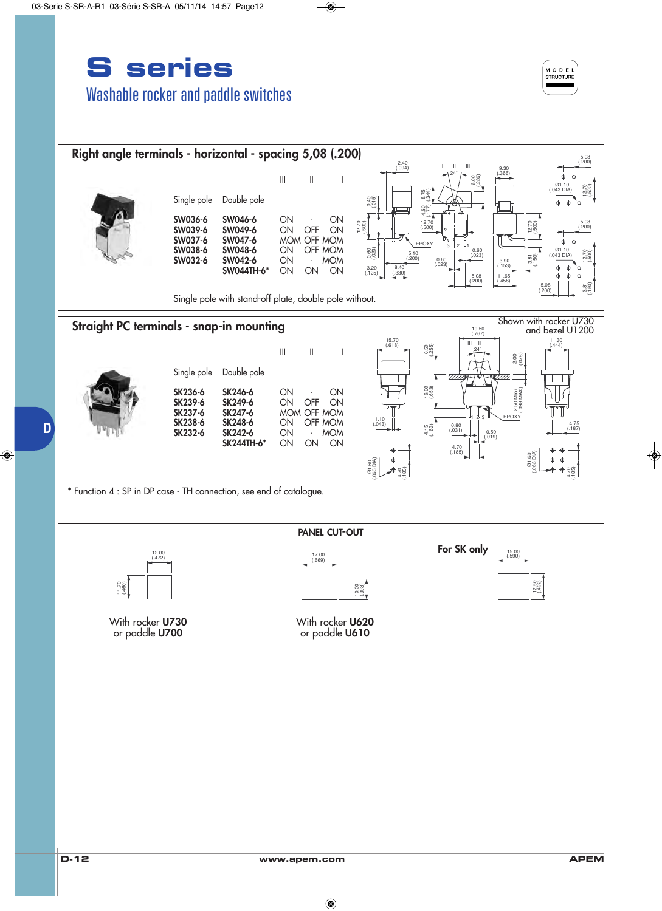# S series

## Washable rocker and paddle switches

### Right angle terminals - horizontal - spacing 5,08 (.200)

| Single pole | Double pole | III | II | I |
|---|---|---|---|---|
| SW036-6 | SW046-6 | ON | - | ON |
| SW039-6 | SW049-6 | ON | OFF | ON |
| SW037-6 | SW047-6 | MOM | OFF | MOM |
| SW038-6 | SW048-6 | ON | OFF | MOM |
| SW032-6 | SW042-6 | ON | - | MOM |
| | SW044TH-6* | ON | ON | ON |

Single pole with stand-off plate, double pole without.

### Straight PC terminals - snap-in mounting

Shown with rocker U730 and bezel U1200

| Single pole | Double pole | III | II | I |
|---|---|---|---|---|
| SK236-6 | SK246-6 | ON | - | ON |
| SK239-6 | SK249-6 | ON | OFF | ON |
| SK237-6 | SK247-6 | MOM | OFF | MOM |
| SK238-6 | SK248-6 | ON | OFF | MOM |
| SK232-6 | SK242-6 | ON | - | MOM |
| | SK244TH-6* | ON | ON | ON |

\* Function 4 : SP in DP case - TH connection, see end of catalogue.

### PANEL CUT-OUT

| With rocker **U730** or paddle **U700** | With rocker **U620** or paddle **U610** | For SK only |
|---|---|---|
| 12.00 (.472) × 11.70 (.460) | 17.00 (.669) × 10.00 (.393) | 15.00 (.590) × 12.50 (.492) |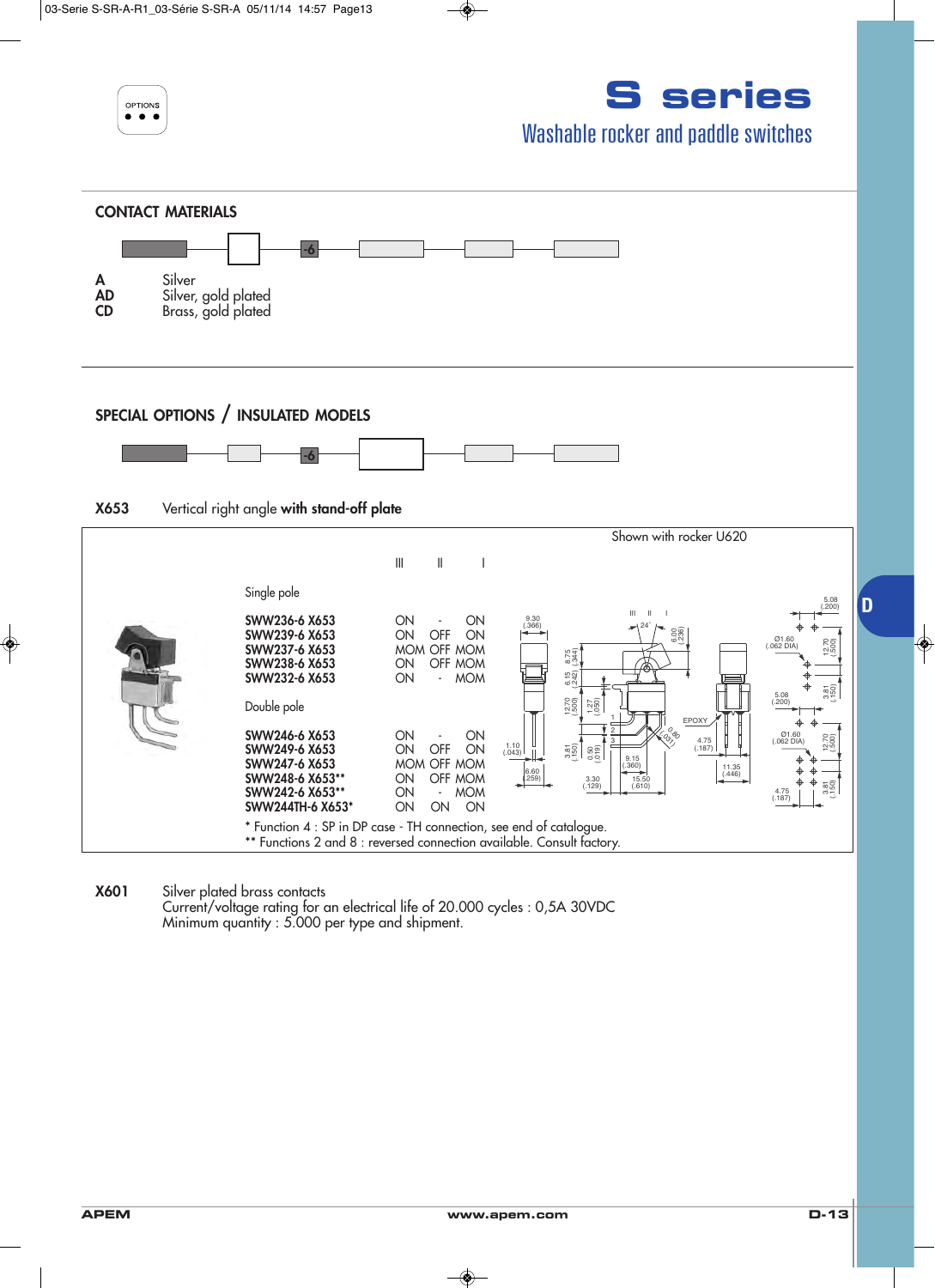# S series

## Washable rocker and paddle switches

OPTIONS

## CONTACT MATERIALS

-6

| | |
|---|---|
| **A** | Silver |
| **AD** | Silver, gold plated |
| **CD** | Brass, gold plated |

## SPECIAL OPTIONS / INSULATED MODELS

-6

**X653** Vertical right angle **with stand-off plate**

Shown with rocker U620

| | III | II | I |
|---|---|---|---|
| Single pole | | | |
| **SWW236-6 X653** | ON | - | ON |
| **SWW239-6 X653** | ON | OFF | ON |
| **SWW237-6 X653** | MOM | OFF | MOM |
| **SWW238-6 X653** | ON | OFF | MOM |
| **SWW232-6 X653** | ON | - | MOM |
| Double pole | | | |
| **SWW246-6 X653** | ON | - | ON |
| **SWW249-6 X653** | ON | OFF | ON |
| **SWW247-6 X653** | MOM | OFF | MOM |
| **SWW248-6 X653**** | ON | OFF | MOM |
| **SWW242-6 X653**** | ON | - | MOM |
| **SWW244TH-6 X653*** | ON | ON | ON |

\* Function 4 : SP in DP case - TH connection, see end of catalogue.
\*\* Functions 2 and 8 : reversed connection available. Consult factory.

**X601** Silver plated brass contacts
Current/voltage rating for an electrical life of 20.000 cycles : 0,5A 30VDC
Minimum quantity : 5.000 per type and shipment.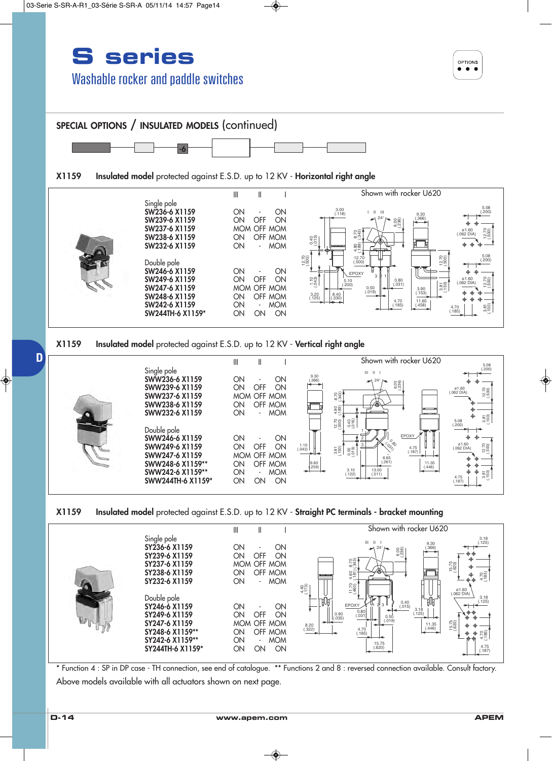# S series

## Washable rocker and paddle switches

### SPECIAL OPTIONS / INSULATED MODELS (continued)

-6

**X1159** **Insulated model** protected against E.S.D. up to 12 KV - **Horizontal right angle**

Shown with rocker U620

| | III | II | I |
|---|---|---|---|
| Single pole | | | |
| **SW236-6 X1159** | ON | - | ON |
| **SW239-6 X1159** | ON | OFF | ON |
| **SW237-6 X1159** | MOM | OFF | MOM |
| **SW238-6 X1159** | ON | OFF | MOM |
| **SW232-6 X1159** | ON | - | MOM |
| Double pole | | | |
| **SW246-6 X1159** | ON | - | ON |
| **SW249-6 X1159** | ON | OFF | ON |
| **SW247-6 X1159** | MOM | OFF | MOM |
| **SW248-6 X1159** | ON | OFF | MOM |
| **SW242-6 X1159** | ON | - | MOM |
| **SW244TH-6 X1159*** | ON | ON | ON |

**X1159** **Insulated model** protected against E.S.D. up to 12 KV - **Vertical right angle**

Shown with rocker U620

| | III | II | I |
|---|---|---|---|
| Single pole | | | |
| **SWW236-6 X1159** | ON | - | ON |
| **SWW239-6 X1159** | ON | OFF | ON |
| **SWW237-6 X1159** | MOM | OFF | MOM |
| **SWW238-6 X1159** | ON | OFF | MOM |
| **SWW232-6 X1159** | ON | - | MOM |
| Double pole | | | |
| **SWW246-6 X1159** | ON | - | ON |
| **SWW249-6 X1159** | ON | OFF | ON |
| **SWW247-6 X1159** | MOM | OFF | MOM |
| **SWW248-6 X1159**** | ON | OFF | MOM |
| **SWW242-6 X1159**** | ON | - | MOM |
| **SWW244TH-6 X1159*** | ON | ON | ON |

**X1159** **Insulated model** protected against E.S.D. up to 12 KV - **Straight PC terminals - bracket mounting**

Shown with rocker U620

| | III | II | I |
|---|---|---|---|
| Single pole | | | |
| **SY236-6 X1159** | ON | - | ON |
| **SY239-6 X1159** | ON | OFF | ON |
| **SY237-6 X1159** | MOM | OFF | MOM |
| **SY238-6 X1159** | ON | OFF | MOM |
| **SY232-6 X1159** | ON | - | MOM |
| Double pole | | | |
| **SY246-6 X1159** | ON | - | ON |
| **SY249-6 X1159** | ON | OFF | ON |
| **SY247-6 X1159** | MOM | OFF | MOM |
| **SY248-6 X1159**** | ON | OFF | MOM |
| **SY242-6 X1159**** | ON | - | MOM |
| **SY244TH-6 X1159*** | ON | ON | ON |

* Function 4 : SP in DP case - TH connection, see end of catalogue. ** Functions 2 and 8 : reversed connection available. Consult factory.

Above models available with all actuators shown on next page.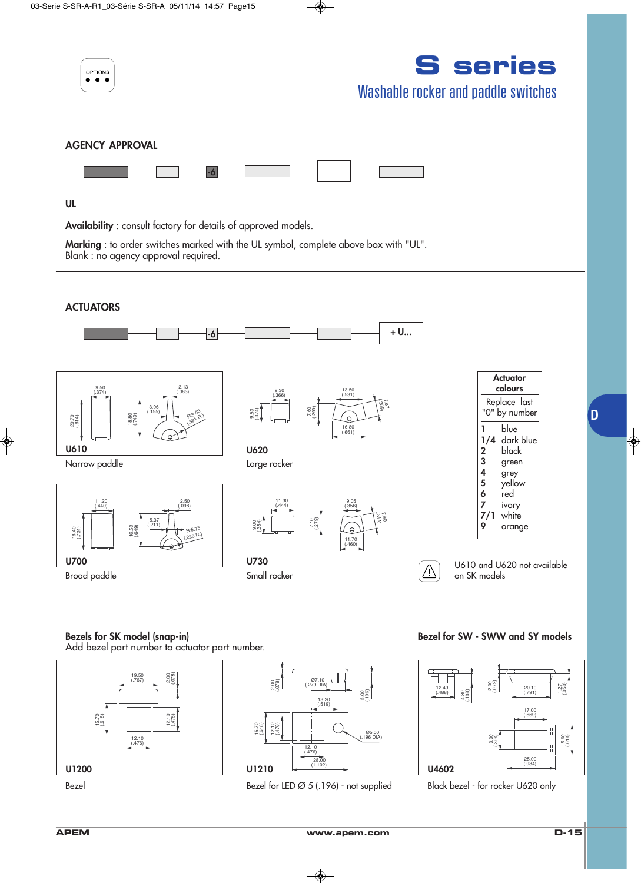# S series

## Washable rocker and paddle switches

OPTIONS

## AGENCY APPROVAL

-6

### UL

**Availability** : consult factory for details of approved models.

**Marking** : to order switches marked with the UL symbol, complete above box with "UL".
Blank : no agency approval required.

## ACTUATORS

-6 + U...

**U610**

Narrow paddle

**U620**

Large rocker

**U700**

Broad paddle

**U730**

Small rocker

| Actuator colours | |
|---|---|
| Replace last "0" by number | |
| 1 | blue |
| 1/4 | dark blue |
| 2 | black |
| 3 | green |
| 4 | grey |
| 5 | yellow |
| 6 | red |
| 7 | ivory |
| 7/1 | white |
| 9 | orange |

U610 and U620 not available on SK models

**Bezels for SK model (snap-in)**
Add bezel part number to actuator part number.

**U1200**

Bezel

**U1210**

Bezel for LED Ø 5 (.196) - not supplied

**Bezel for SW - SWW and SY models**

**U4602**

Black bezel - for rocker U620 only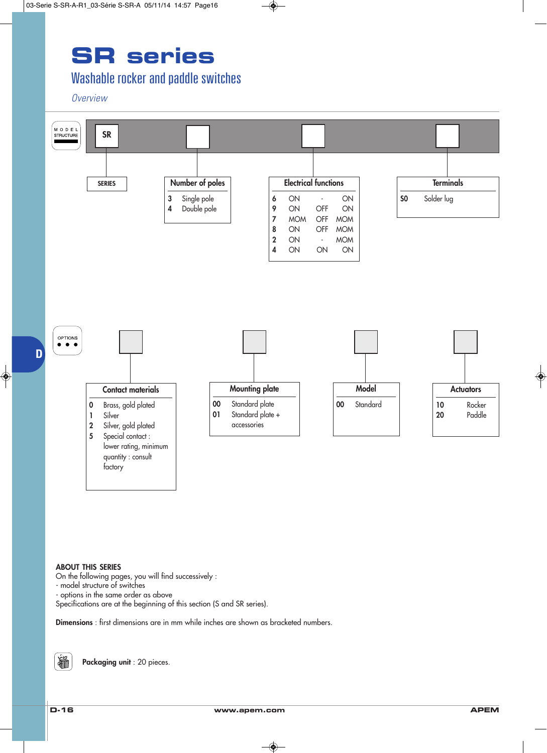# SR series

## Washable rocker and paddle switches

*Overview*

### MODEL STRUCTURE

SR | ☐ | ☐ | ☐

**SERIES**: SR

**Number of poles**

| | |
|---|---|
| 3 | Single pole |
| 4 | Double pole |

**Electrical functions**

| | | | |
|---|---|---|---|
| 6 | ON | - | ON |
| 9 | ON | OFF | ON |
| 7 | MOM | OFF | MOM |
| 8 | ON | OFF | MOM |
| 2 | ON | - | MOM |
| 4 | ON | ON | ON |

**Terminals**

| | |
|---|---|
| S0 | Solder lug |

### OPTIONS

**Contact materials**

| | |
|---|---|
| 0 | Brass, gold plated |
| 1 | Silver |
| 2 | Silver, gold plated |
| 5 | Special contact : lower rating, minimum quantity : consult factory |

**Mounting plate**

| | |
|---|---|
| 00 | Standard plate |
| 01 | Standard plate + accessories |

**Model**

| | |
|---|---|
| 00 | Standard |

**Actuators**

| | |
|---|---|
| 10 | Rocker |
| 20 | Paddle |

**ABOUT THIS SERIES**

On the following pages, you will find successively :
- model structure of switches
- options in the same order as above

Specifications are at the beginning of this section (S and SR series).

**Dimensions** : first dimensions are in mm while inches are shown as bracketed numbers.

**Packaging unit** : 20 pieces.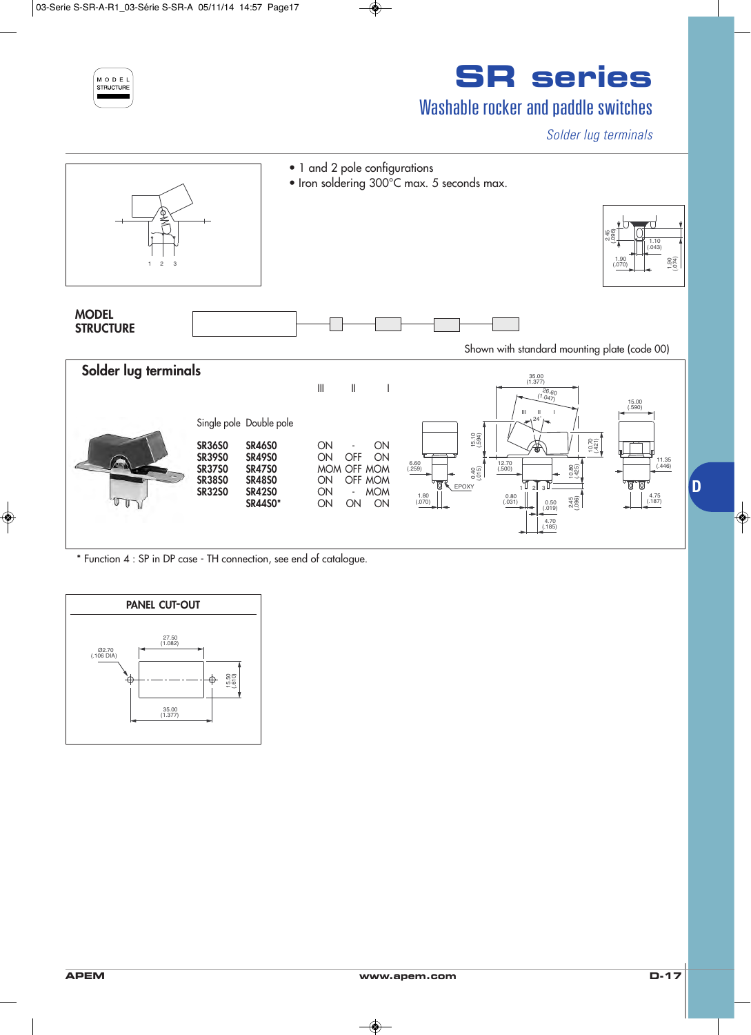# SR series

## Washable rocker and paddle switches

*Solder lug terminals*

- 1 and 2 pole configurations
- Iron soldering 300°C max. 5 seconds max.

**MODEL STRUCTURE**

Shown with standard mounting plate (code 00)

## Solder lug terminals

| Single pole | Double pole | III | II | I |
|---|---|---|---|---|
| SR36S0 | SR46S0 | ON | - | ON |
| SR39S0 | SR49S0 | ON | OFF | ON |
| SR37S0 | SR47S0 | MOM | OFF | MOM |
| SR38S0 | SR48S0 | ON | OFF | MOM |
| SR32S0 | SR42S0 | ON | - | MOM |
| | SR44S0* | ON | ON | ON |

\* Function 4 : SP in DP case - TH connection, see end of catalogue.

### PANEL CUT-OUT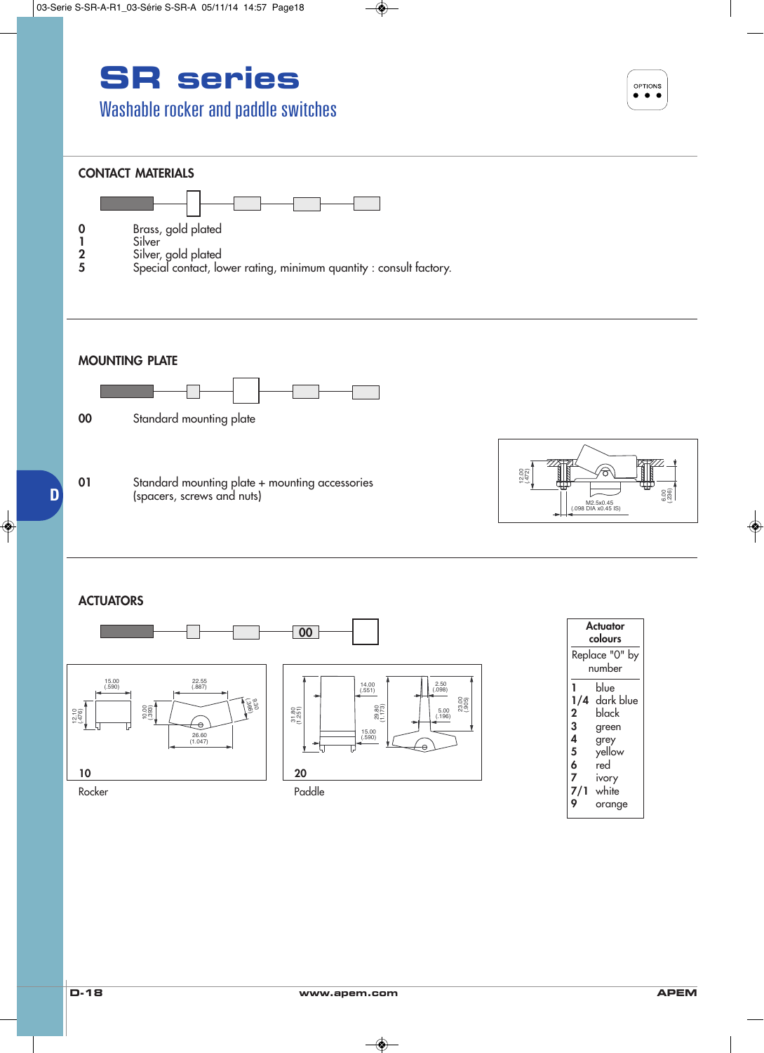# SR series

## Washable rocker and paddle switches

### CONTACT MATERIALS

- **0** Brass, gold plated
- **1** Silver
- **2** Silver, gold plated
- **5** Special contact, lower rating, minimum quantity : consult factory.

### MOUNTING PLATE

- **00** Standard mounting plate
- **01** Standard mounting plate + mounting accessories (spacers, screws and nuts)

12.00 (.472)  
6.00 (.236)  
M2.5x0.45 (.098 DIA x0.45 IS)

### ACTUATORS

00

**10**  
Rocker

15.00 (.590)  
22.55 (.887)  
12.10 (.476)  
10.00 (.393)  
9.30 (.366)  
26.60 (1.047)

**20**  
Paddle

14.00 (.551)  
2.50 (.098)  
31.80 (1.251)  
29.80 (1.173)  
5.00 (.196)  
23.00 (.905)  
15.00 (.590)

| Actuator colours | |
|---|---|
| Replace "0" by number | |
| 1 | blue |
| 1/4 | dark blue |
| 2 | black |
| 3 | green |
| 4 | grey |
| 5 | yellow |
| 6 | red |
| 7 | ivory |
| 7/1 | white |
| 9 | orange |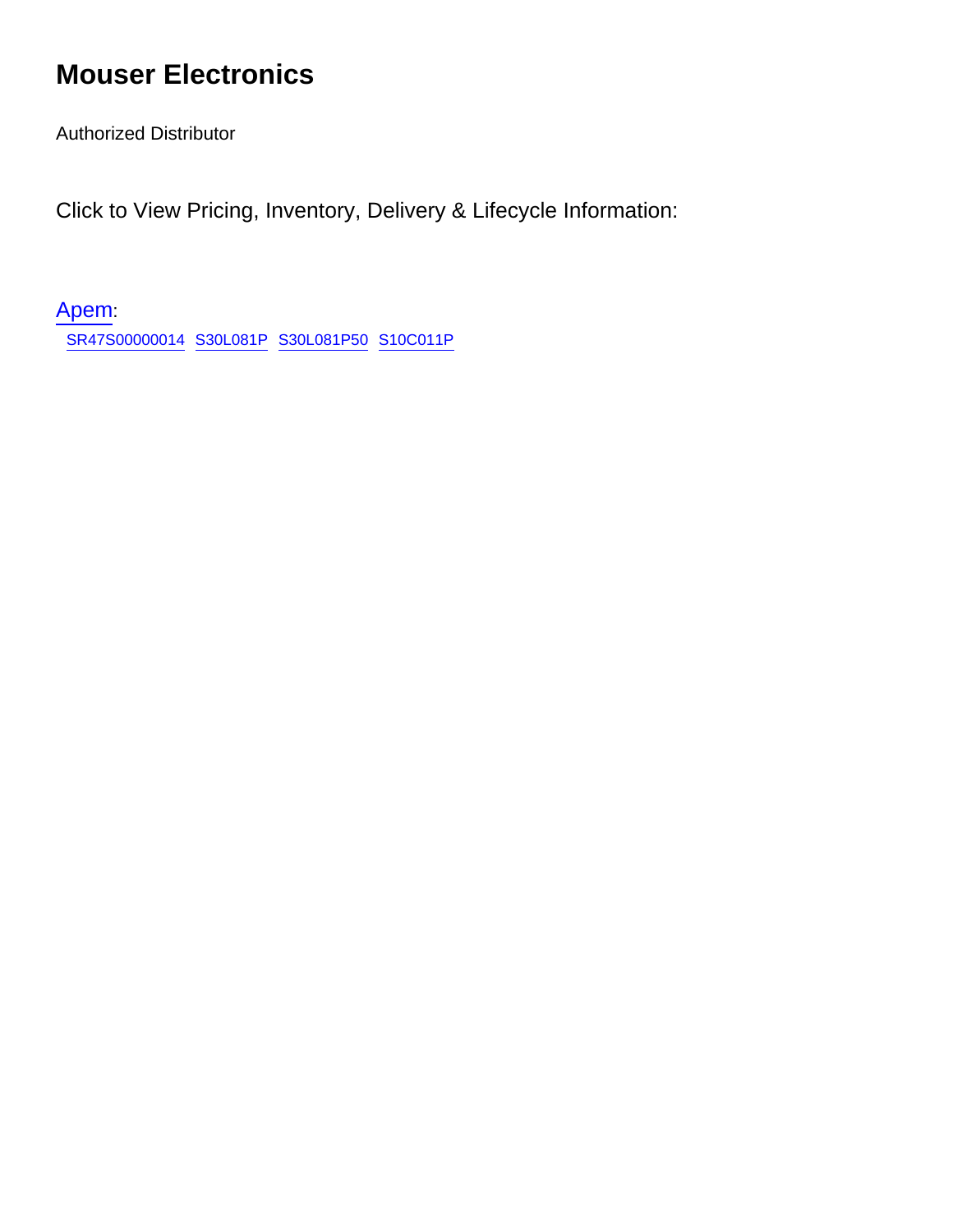# Mouser Electronics

Authorized Distributor

Click to View Pricing, Inventory, Delivery & Lifecycle Information:

Apem:

SR47S00000014 S30L081P S30L081P50 S10C011P